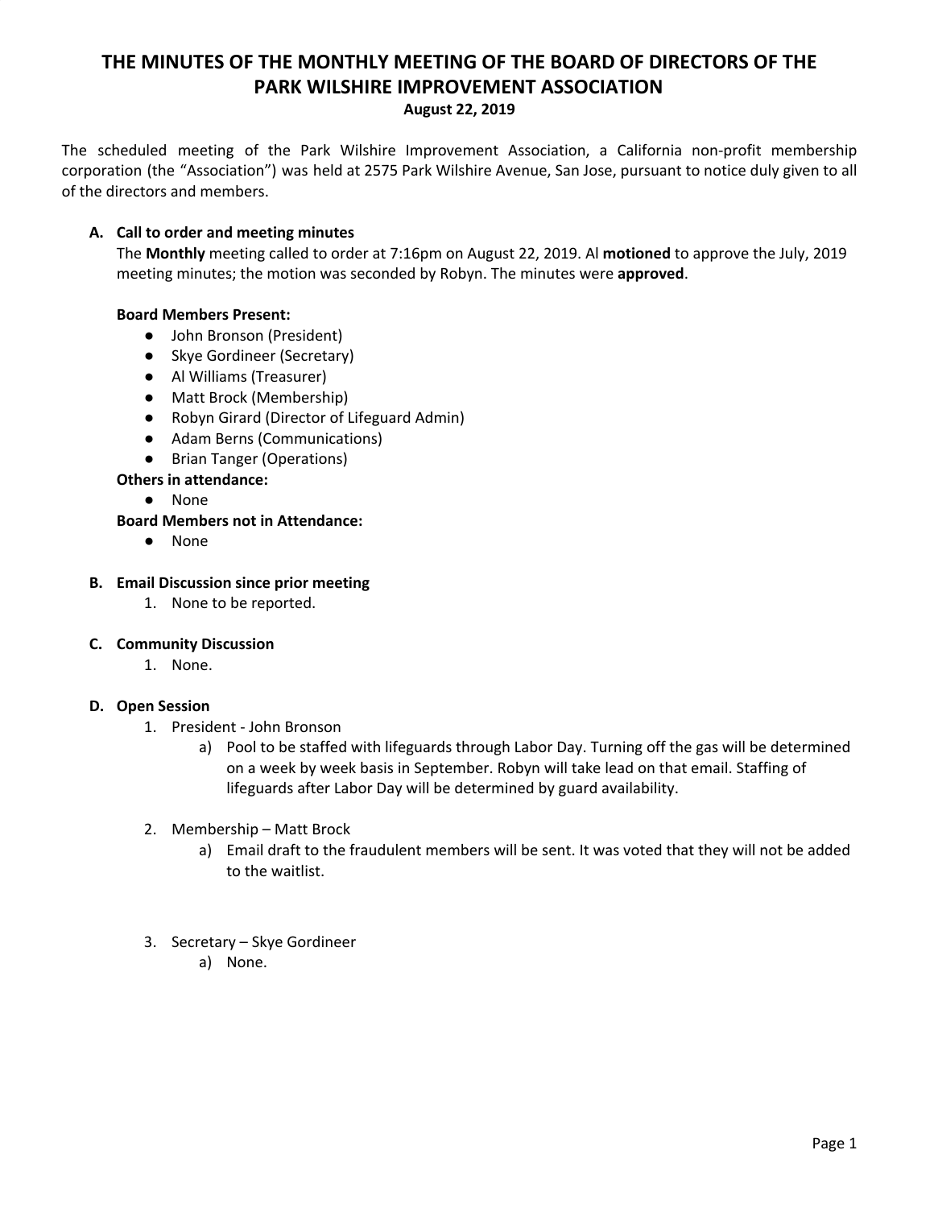# THE MINUTES OF THE MONTHLY MEETING OF THE BOARD OF DIRECTORS OF THE PARK WILSHIRE IMPROVEMENT ASSOCIATION

**August 22, 2019**

The scheduled meeting of the Park Wilshire Improvement Association, a California non-profit membership corporation (the "Association") was held at 2575 Park Wilshire Avenue, San Jose, pursuant to notice duly given to all of the directors and members.

## A. Call to order and meeting minutes

The **Monthly** meeting called to order at 7:16pm on August 22, 2019. Al **motioned** to approve the July, 2019 meeting minutes; the motion was seconded by Robyn. The minutes were **approved**.

**Board Members Present:**

- John Bronson (President)
- Skye Gordineer (Secretary)
- Al Williams (Treasurer)
- Matt Brock (Membership)
- Robyn Girard (Director of Lifeguard Admin)
- Adam Berns (Communications)
- Brian Tanger (Operations)

**Others in attendance:**

- None

**Board Members not in Attendance:**

- None

## B. Email Discussion since prior meeting

1. None to be reported.

## C. Community Discussion

1. None.

## D. Open Session

1. President - John Bronson
   a) Pool to be staffed with lifeguards through Labor Day. Turning off the gas will be determined on a week by week basis in September. Robyn will take lead on that email. Staffing of lifeguards after Labor Day will be determined by guard availability.

2. Membership – Matt Brock
   a) Email draft to the fraudulent members will be sent. It was voted that they will not be added to the waitlist.

3. Secretary – Skye Gordineer
   a) None.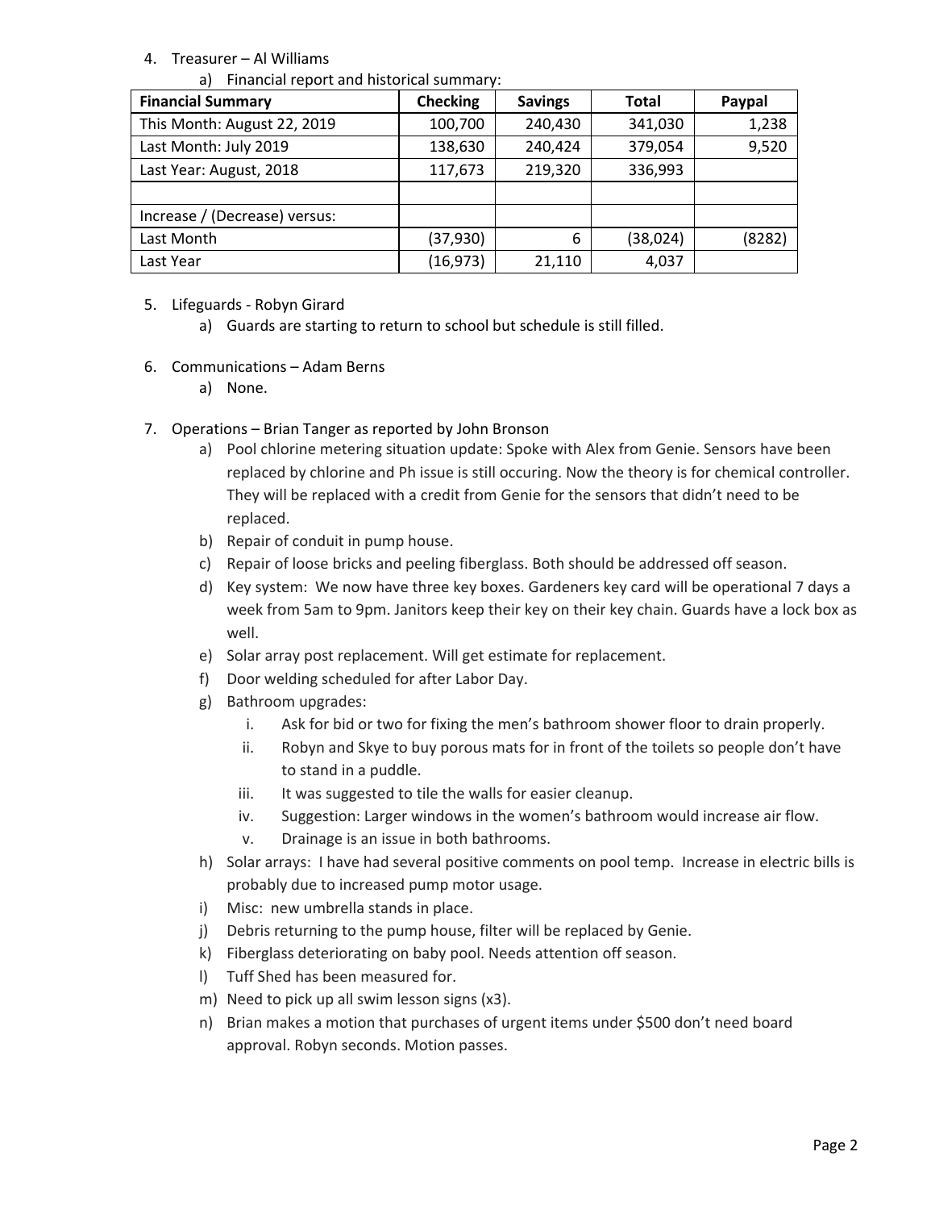4. Treasurer – Al Williams

   a) Financial report and historical summary:

| Financial Summary | Checking | Savings | Total | Paypal |
|---|---|---|---|---|
| This Month: August 22, 2019 | 100,700 | 240,430 | 341,030 | 1,238 |
| Last Month: July 2019 | 138,630 | 240,424 | 379,054 | 9,520 |
| Last Year: August, 2018 | 117,673 | 219,320 | 336,993 | |
| | | | | |
| Increase / (Decrease) versus: | | | | |
| Last Month | (37,930) | 6 | (38,024) | (8282) |
| Last Year | (16,973) | 21,110 | 4,037 | |

5. Lifeguards - Robyn Girard
   a) Guards are starting to return to school but schedule is still filled.

6. Communications – Adam Berns
   a) None.

7. Operations – Brian Tanger as reported by John Bronson
   a) Pool chlorine metering situation update: Spoke with Alex from Genie. Sensors have been replaced by chlorine and Ph issue is still occuring. Now the theory is for chemical controller. They will be replaced with a credit from Genie for the sensors that didn't need to be replaced.
   b) Repair of conduit in pump house.
   c) Repair of loose bricks and peeling fiberglass. Both should be addressed off season.
   d) Key system: We now have three key boxes. Gardeners key card will be operational 7 days a week from 5am to 9pm. Janitors keep their key on their key chain. Guards have a lock box as well.
   e) Solar array post replacement. Will get estimate for replacement.
   f) Door welding scheduled for after Labor Day.
   g) Bathroom upgrades:
      i. Ask for bid or two for fixing the men's bathroom shower floor to drain properly.
      ii. Robyn and Skye to buy porous mats for in front of the toilets so people don't have to stand in a puddle.
      iii. It was suggested to tile the walls for easier cleanup.
      iv. Suggestion: Larger windows in the women's bathroom would increase air flow.
      v. Drainage is an issue in both bathrooms.
   h) Solar arrays: I have had several positive comments on pool temp. Increase in electric bills is probably due to increased pump motor usage.
   i) Misc: new umbrella stands in place.
   j) Debris returning to the pump house, filter will be replaced by Genie.
   k) Fiberglass deteriorating on baby pool. Needs attention off season.
   l) Tuff Shed has been measured for.
   m) Need to pick up all swim lesson signs (x3).
   n) Brian makes a motion that purchases of urgent items under $500 don't need board approval. Robyn seconds. Motion passes.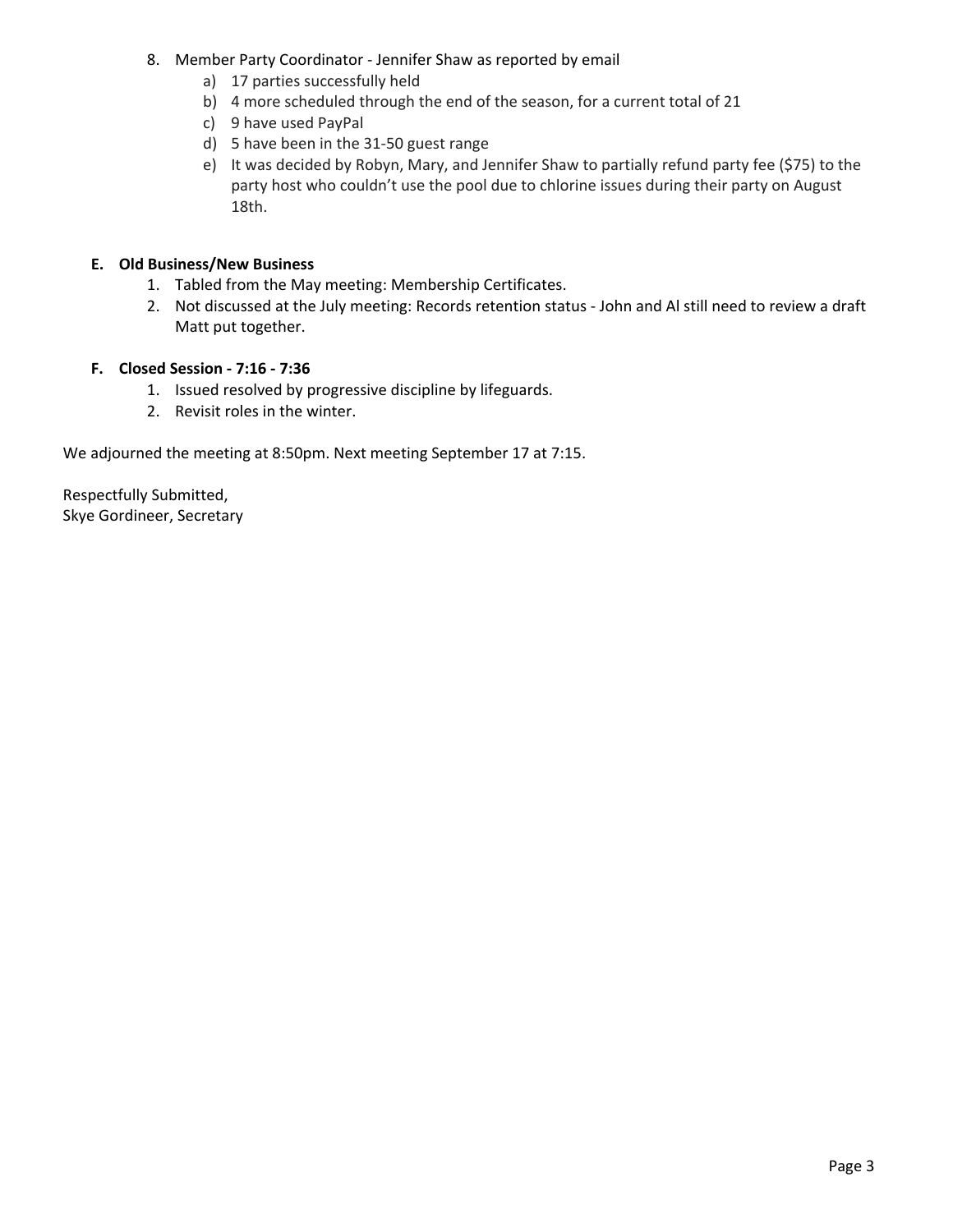8. Member Party Coordinator - Jennifer Shaw as reported by email
    a) 17 parties successfully held
    b) 4 more scheduled through the end of the season, for a current total of 21
    c) 9 have used PayPal
    d) 5 have been in the 31-50 guest range
    e) It was decided by Robyn, Mary, and Jennifer Shaw to partially refund party fee ($75) to the party host who couldn't use the pool due to chlorine issues during their party on August 18th.

**E. Old Business/New Business**

1. Tabled from the May meeting: Membership Certificates.
2. Not discussed at the July meeting: Records retention status - John and Al still need to review a draft Matt put together.

**F. Closed Session - 7:16 - 7:36**

1. Issued resolved by progressive discipline by lifeguards.
2. Revisit roles in the winter.

We adjourned the meeting at 8:50pm. Next meeting September 17 at 7:15.

Respectfully Submitted,
Skye Gordineer, Secretary